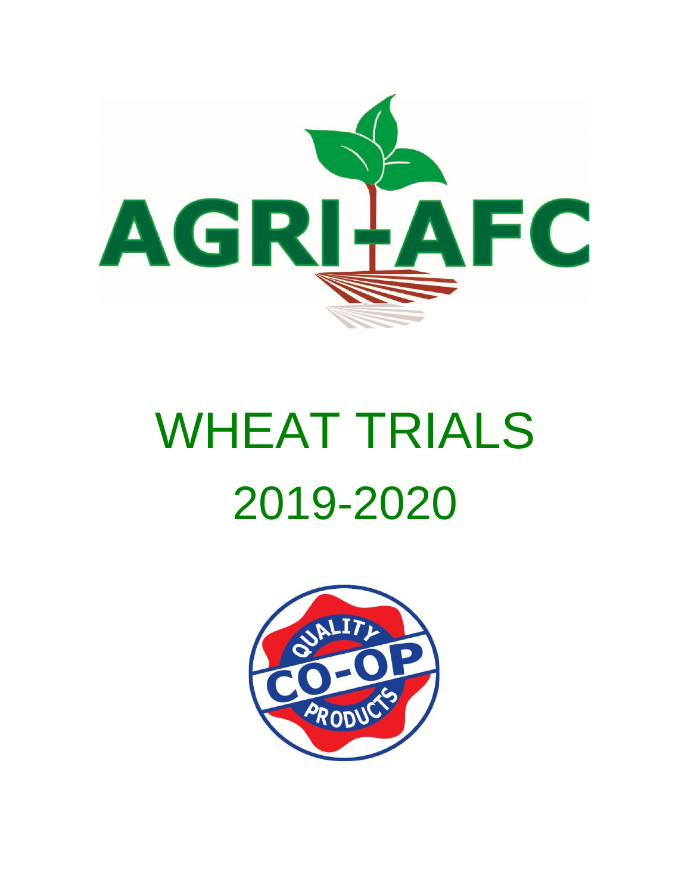AGRI-AFC

# WHEAT TRIALS

# 2019-2020

QUALITY CO-OP PRODUCTS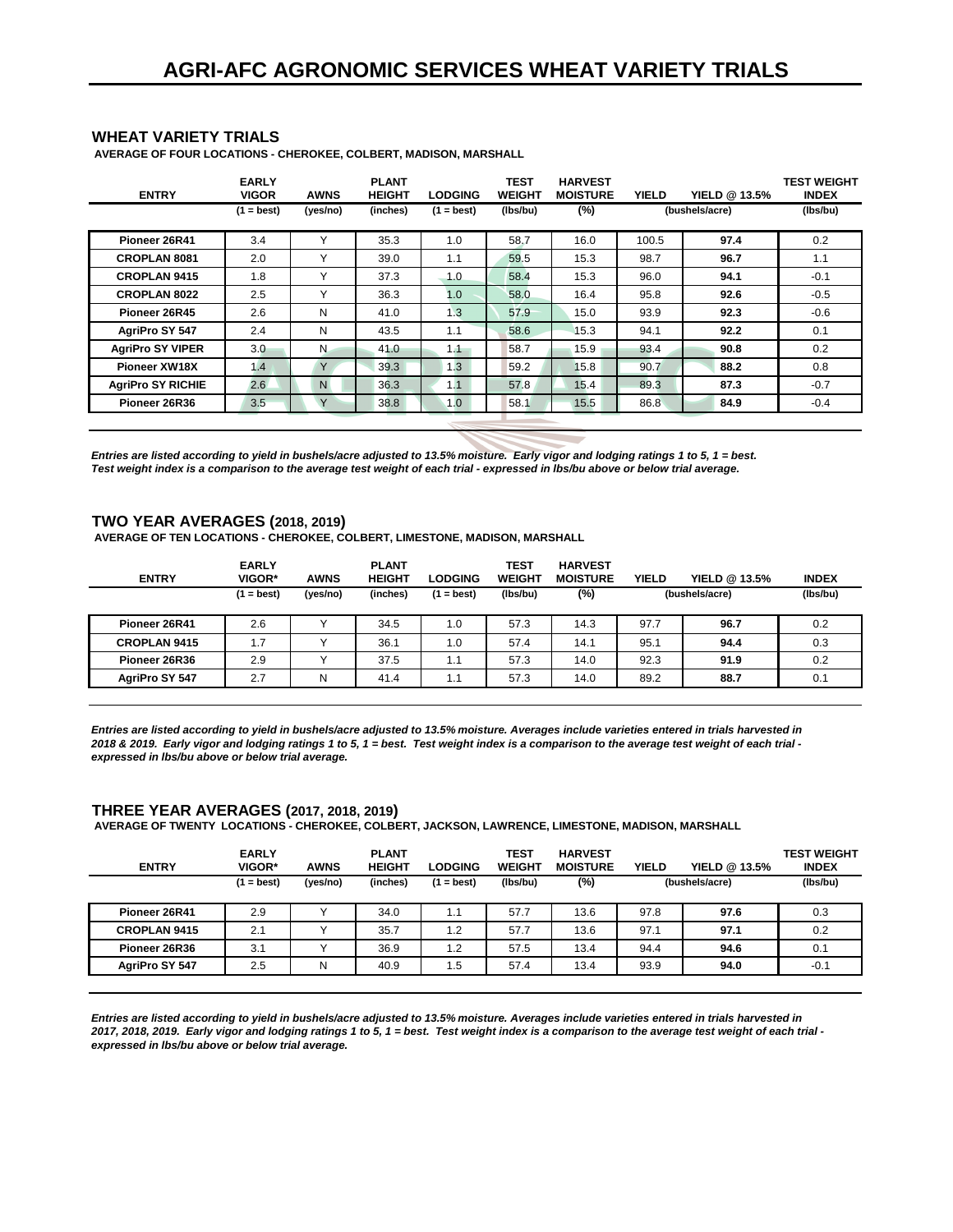# AGRI-AFC AGRONOMIC SERVICES WHEAT VARIETY TRIALS

## WHEAT VARIETY TRIALS

**AVERAGE OF FOUR LOCATIONS - CHEROKEE, COLBERT, MADISON, MARSHALL**

| ENTRY | EARLY VIGOR | AWNS | PLANT HEIGHT | LODGING | TEST WEIGHT | HARVEST MOISTURE | YIELD | YIELD @ 13.5% | TEST WEIGHT INDEX |
|---|---|---|---|---|---|---|---|---|---|
| | (1 = best) | (yes/no) | (inches) | (1 = best) | (lbs/bu) | (%) | (bushels/acre) | | (lbs/bu) |
| Pioneer 26R41 | 3.4 | Y | 35.3 | 1.0 | 58.7 | 16.0 | 100.5 | **97.4** | 0.2 |
| CROPLAN 8081 | 2.0 | Y | 39.0 | 1.1 | 59.5 | 15.3 | 98.7 | **96.7** | 1.1 |
| CROPLAN 9415 | 1.8 | Y | 37.3 | 1.0 | 58.4 | 15.3 | 96.0 | **94.1** | -0.1 |
| CROPLAN 8022 | 2.5 | Y | 36.3 | 1.0 | 58.0 | 16.4 | 95.8 | **92.6** | -0.5 |
| Pioneer 26R45 | 2.6 | N | 41.0 | 1.3 | 57.9 | 15.0 | 93.9 | **92.3** | -0.6 |
| AgriPro SY 547 | 2.4 | N | 43.5 | 1.1 | 58.6 | 15.3 | 94.1 | **92.2** | 0.1 |
| AgriPro SY VIPER | 3.0 | N | 41.0 | 1.1 | 58.7 | 15.9 | 93.4 | **90.8** | 0.2 |
| Pioneer XW18X | 1.4 | Y | 39.3 | 1.3 | 59.2 | 15.8 | 90.7 | **88.2** | 0.8 |
| AgriPro SY RICHIE | 2.6 | N | 36.3 | 1.1 | 57.8 | 15.4 | 89.3 | **87.3** | -0.7 |
| Pioneer 26R36 | 3.5 | Y | 38.8 | 1.0 | 58.1 | 15.5 | 86.8 | **84.9** | -0.4 |

***Entries are listed according to yield in bushels/acre adjusted to 13.5% moisture. Early vigor and lodging ratings 1 to 5, 1 = best. Test weight index is a comparison to the average test weight of each trial - expressed in lbs/bu above or below trial average.***

## TWO YEAR AVERAGES (2018, 2019)

**AVERAGE OF TEN LOCATIONS - CHEROKEE, COLBERT, LIMESTONE, MADISON, MARSHALL**

| ENTRY | EARLY VIGOR* | AWNS | PLANT HEIGHT | LODGING | TEST WEIGHT | HARVEST MOISTURE | YIELD | YIELD @ 13.5% | INDEX |
|---|---|---|---|---|---|---|---|---|---|
| | (1 = best) | (yes/no) | (inches) | (1 = best) | (lbs/bu) | (%) | (bushels/acre) | | (lbs/bu) |
| Pioneer 26R41 | 2.6 | Y | 34.5 | 1.0 | 57.3 | 14.3 | 97.7 | **96.7** | 0.2 |
| CROPLAN 9415 | 1.7 | Y | 36.1 | 1.0 | 57.4 | 14.1 | 95.1 | **94.4** | 0.3 |
| Pioneer 26R36 | 2.9 | Y | 37.5 | 1.1 | 57.3 | 14.0 | 92.3 | **91.9** | 0.2 |
| AgriPro SY 547 | 2.7 | N | 41.4 | 1.1 | 57.3 | 14.0 | 89.2 | **88.7** | 0.1 |

***Entries are listed according to yield in bushels/acre adjusted to 13.5% moisture. Averages include varieties entered in trials harvested in 2018 & 2019. Early vigor and lodging ratings 1 to 5, 1 = best. Test weight index is a comparison to the average test weight of each trial - expressed in lbs/bu above or below trial average.***

## THREE YEAR AVERAGES (2017, 2018, 2019)

**AVERAGE OF TWENTY LOCATIONS - CHEROKEE, COLBERT, JACKSON, LAWRENCE, LIMESTONE, MADISON, MARSHALL**

| ENTRY | EARLY VIGOR* | AWNS | PLANT HEIGHT | LODGING | TEST WEIGHT | HARVEST MOISTURE | YIELD | YIELD @ 13.5% | TEST WEIGHT INDEX |
|---|---|---|---|---|---|---|---|---|---|
| | (1 = best) | (yes/no) | (inches) | (1 = best) | (lbs/bu) | (%) | (bushels/acre) | | (lbs/bu) |
| Pioneer 26R41 | 2.9 | Y | 34.0 | 1.1 | 57.7 | 13.6 | 97.8 | **97.6** | 0.3 |
| CROPLAN 9415 | 2.1 | Y | 35.7 | 1.2 | 57.7 | 13.6 | 97.1 | **97.1** | 0.2 |
| Pioneer 26R36 | 3.1 | Y | 36.9 | 1.2 | 57.5 | 13.4 | 94.4 | **94.6** | 0.1 |
| AgriPro SY 547 | 2.5 | N | 40.9 | 1.5 | 57.4 | 13.4 | 93.9 | **94.0** | -0.1 |

***Entries are listed according to yield in bushels/acre adjusted to 13.5% moisture. Averages include varieties entered in trials harvested in 2017, 2018, 2019. Early vigor and lodging ratings 1 to 5, 1 = best. Test weight index is a comparison to the average test weight of each trial - expressed in lbs/bu above or below trial average.***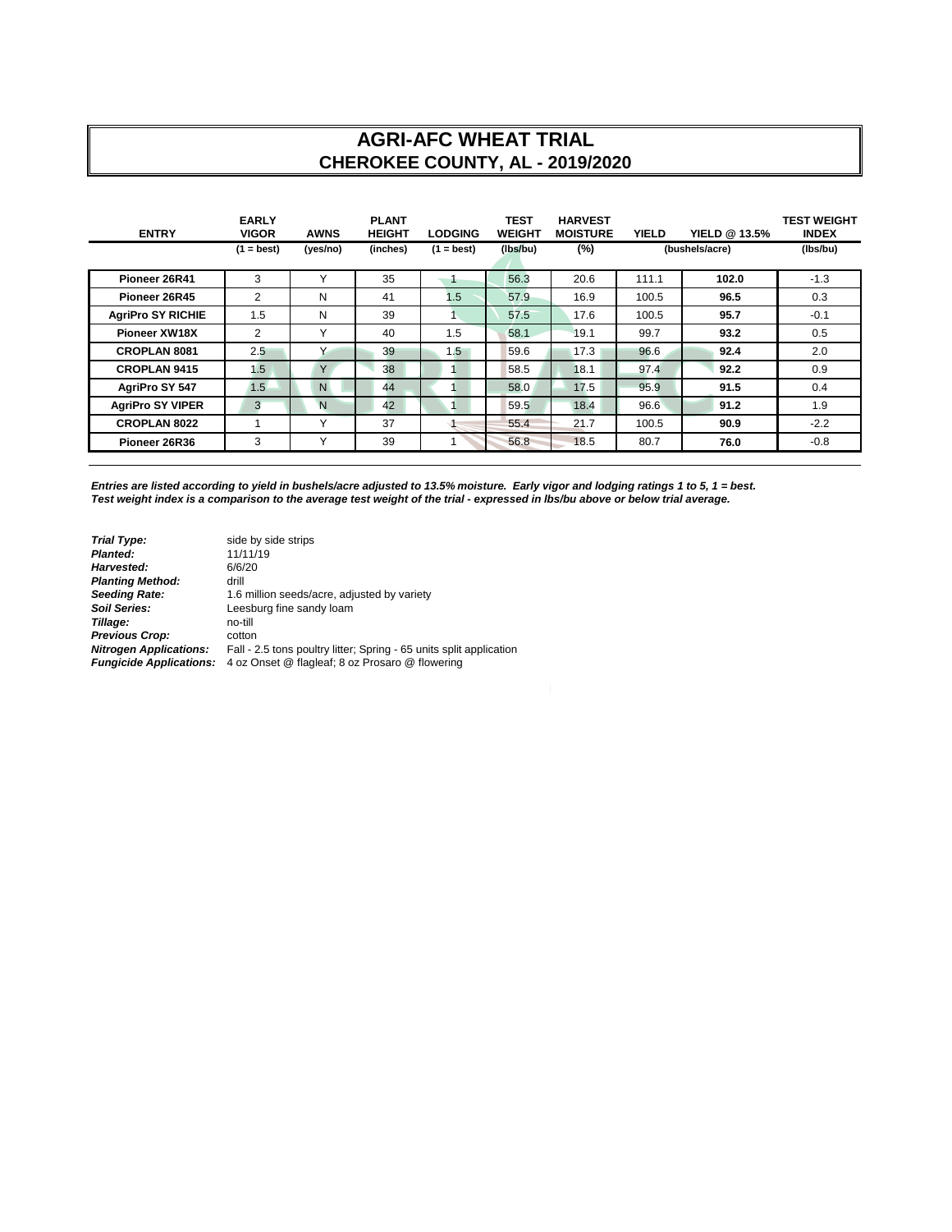# AGRI-AFC WHEAT TRIAL
## CHEROKEE COUNTY, AL - 2019/2020

| ENTRY | EARLY VIGOR (1 = best) | AWNS (yes/no) | PLANT HEIGHT (inches) | LODGING (1 = best) | TEST WEIGHT (lbs/bu) | HARVEST MOISTURE (%) | YIELD (bushels/acre) | YIELD @ 13.5% (bushels/acre) | TEST WEIGHT INDEX (lbs/bu) |
|---|---|---|---|---|---|---|---|---|---|
| Pioneer 26R41 | 3 | Y | 35 | 1 | 56.3 | 20.6 | 111.1 | **102.0** | -1.3 |
| Pioneer 26R45 | 2 | N | 41 | 1.5 | 57.9 | 16.9 | 100.5 | **96.5** | 0.3 |
| AgriPro SY RICHIE | 1.5 | N | 39 | 1 | 57.5 | 17.6 | 100.5 | **95.7** | -0.1 |
| Pioneer XW18X | 2 | Y | 40 | 1.5 | 58.1 | 19.1 | 99.7 | **93.2** | 0.5 |
| CROPLAN 8081 | 2.5 | Y | 39 | 1.5 | 59.6 | 17.3 | 96.6 | **92.4** | 2.0 |
| CROPLAN 9415 | 1.5 | Y | 38 | 1 | 58.5 | 18.1 | 97.4 | **92.2** | 0.9 |
| AgriPro SY 547 | 1.5 | N | 44 | 1 | 58.0 | 17.5 | 95.9 | **91.5** | 0.4 |
| AgriPro SY VIPER | 3 | N | 42 | 1 | 59.5 | 18.4 | 96.6 | **91.2** | 1.9 |
| CROPLAN 8022 | 1 | Y | 37 | 1 | 55.4 | 21.7 | 100.5 | **90.9** | -2.2 |
| Pioneer 26R36 | 3 | Y | 39 | 1 | 56.8 | 18.5 | 80.7 | **76.0** | -0.8 |

***Entries are listed according to yield in bushels/acre adjusted to 13.5% moisture. Early vigor and lodging ratings 1 to 5, 1 = best.***
***Test weight index is a comparison to the average test weight of the trial - expressed in lbs/bu above or below trial average.***

***Trial Type:*** side by side strips
***Planted:*** 11/11/19
***Harvested:*** 6/6/20
***Planting Method:*** drill
***Seeding Rate:*** 1.6 million seeds/acre, adjusted by variety
***Soil Series:*** Leesburg fine sandy loam
***Tillage:*** no-till
***Previous Crop:*** cotton
***Nitrogen Applications:*** Fall - 2.5 tons poultry litter; Spring - 65 units split application
***Fungicide Applications:*** 4 oz Onset @ flagleaf; 8 oz Prosaro @ flowering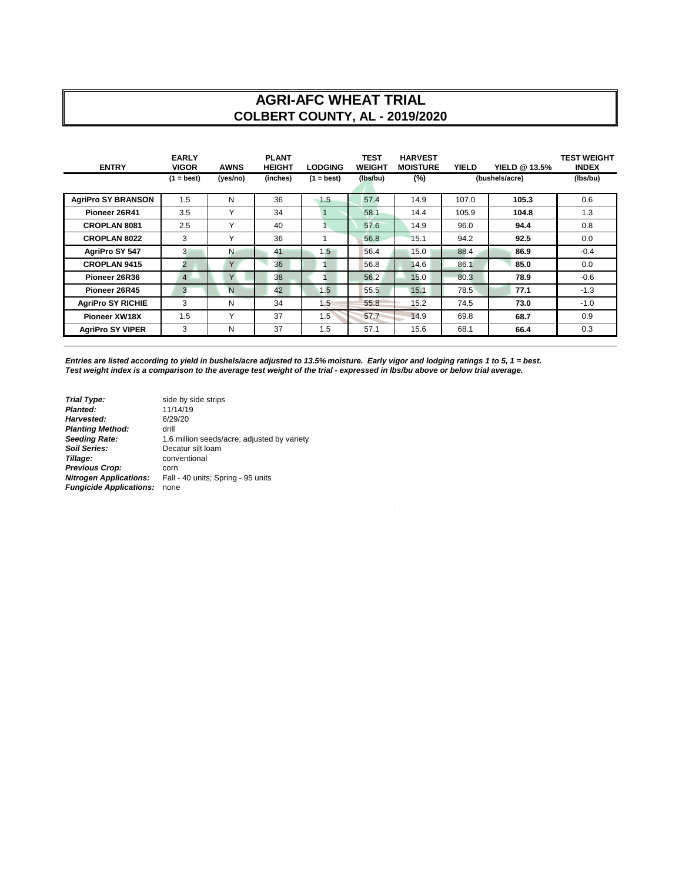# AGRI-AFC WHEAT TRIAL
## COLBERT COUNTY, AL - 2019/2020

| ENTRY | EARLY VIGOR | AWNS | PLANT HEIGHT | LODGING | TEST WEIGHT | HARVEST MOISTURE | YIELD | YIELD @ 13.5% | TEST WEIGHT INDEX |
|---|---|---|---|---|---|---|---|---|---|
| | (1 = best) | (yes/no) | (inches) | (1 = best) | (lbs/bu) | (%) | (bushels/acre) | | (lbs/bu) |
| **AgriPro SY BRANSON** | 1.5 | N | 36 | 1.5 | 57.4 | 14.9 | 107.0 | **105.3** | 0.6 |
| **Pioneer 26R41** | 3.5 | Y | 34 | 1 | 58.1 | 14.4 | 105.9 | **104.8** | 1.3 |
| **CROPLAN 8081** | 2.5 | Y | 40 | 1 | 57.6 | 14.9 | 96.0 | **94.4** | 0.8 |
| **CROPLAN 8022** | 3 | Y | 36 | 1 | 56.8 | 15.1 | 94.2 | **92.5** | 0.0 |
| **AgriPro SY 547** | 3 | N | 41 | 1.5 | 56.4 | 15.0 | 88.4 | **86.9** | -0.4 |
| **CROPLAN 9415** | 2 | Y | 36 | 1 | 56.8 | 14.6 | 86.1 | **85.0** | 0.0 |
| **Pioneer 26R36** | 4 | Y | 38 | 1 | 56.2 | 15.0 | 80.3 | **78.9** | -0.6 |
| **Pioneer 26R45** | 3 | N | 42 | 1.5 | 55.5 | 15.1 | 78.5 | **77.1** | -1.3 |
| **AgriPro SY RICHIE** | 3 | N | 34 | 1.5 | 55.8 | 15.2 | 74.5 | **73.0** | -1.0 |
| **Pioneer XW18X** | 1.5 | Y | 37 | 1.5 | 57.7 | 14.9 | 69.8 | **68.7** | 0.9 |
| **AgriPro SY VIPER** | 3 | N | 37 | 1.5 | 57.1 | 15.6 | 68.1 | **66.4** | 0.3 |

***Entries are listed according to yield in bushels/acre adjusted to 13.5% moisture. Early vigor and lodging ratings 1 to 5, 1 = best.***
***Test weight index is a comparison to the average test weight of the trial - expressed in lbs/bu above or below trial average.***

***Trial Type:*** side by side strips
***Planted:*** 11/14/19
***Harvested:*** 6/29/20
***Planting Method:*** drill
***Seeding Rate:*** 1.6 million seeds/acre, adjusted by variety
***Soil Series:*** Decatur silt loam
***Tillage:*** conventional
***Previous Crop:*** corn
***Nitrogen Applications:*** Fall - 40 units; Spring - 95 units
***Fungicide Applications:*** none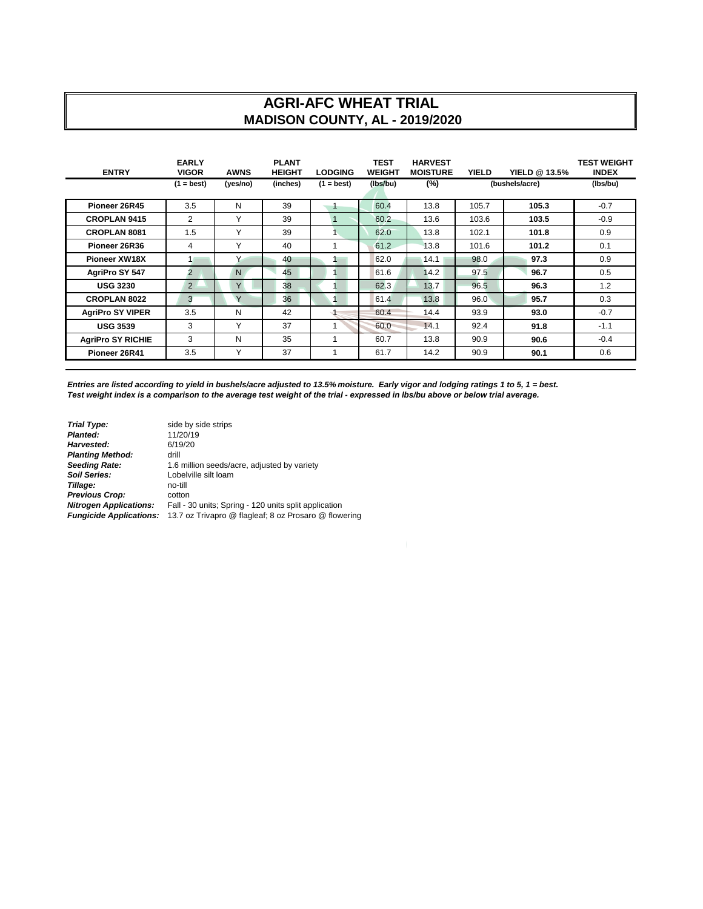# AGRI-AFC WHEAT TRIAL

## MADISON COUNTY, AL - 2019/2020

| ENTRY | EARLY VIGOR (1 = best) | AWNS (yes/no) | PLANT HEIGHT (inches) | LODGING (1 = best) | TEST WEIGHT (lbs/bu) | HARVEST MOISTURE (%) | YIELD (bushels/acre) | YIELD @ 13.5% (bushels/acre) | TEST WEIGHT INDEX (lbs/bu) |
|---|---|---|---|---|---|---|---|---|---|
| **Pioneer 26R45** | 3.5 | N | 39 | 1 | 60.4 | 13.8 | 105.7 | **105.3** | -0.7 |
| **CROPLAN 9415** | 2 | Y | 39 | 1 | 60.2 | 13.6 | 103.6 | **103.5** | -0.9 |
| **CROPLAN 8081** | 1.5 | Y | 39 | 1 | 62.0 | 13.8 | 102.1 | **101.8** | 0.9 |
| **Pioneer 26R36** | 4 | Y | 40 | 1 | 61.2 | 13.8 | 101.6 | **101.2** | 0.1 |
| **Pioneer XW18X** | 1 | Y | 40 | 1 | 62.0 | 14.1 | 98.0 | **97.3** | 0.9 |
| **AgriPro SY 547** | 2 | N | 45 | 1 | 61.6 | 14.2 | 97.5 | **96.7** | 0.5 |
| **USG 3230** | 2 | Y | 38 | 1 | 62.3 | 13.7 | 96.5 | **96.3** | 1.2 |
| **CROPLAN 8022** | 3 | Y | 36 | 1 | 61.4 | 13.8 | 96.0 | **95.7** | 0.3 |
| **AgriPro SY VIPER** | 3.5 | N | 42 | 1 | 60.4 | 14.4 | 93.9 | **93.0** | -0.7 |
| **USG 3539** | 3 | Y | 37 | 1 | 60.0 | 14.1 | 92.4 | **91.8** | -1.1 |
| **AgriPro SY RICHIE** | 3 | N | 35 | 1 | 60.7 | 13.8 | 90.9 | **90.6** | -0.4 |
| **Pioneer 26R41** | 3.5 | Y | 37 | 1 | 61.7 | 14.2 | 90.9 | **90.1** | 0.6 |

***Entries are listed according to yield in bushels/acre adjusted to 13.5% moisture. Early vigor and lodging ratings 1 to 5, 1 = best.***
***Test weight index is a comparison to the average test weight of the trial - expressed in lbs/bu above or below trial average.***

***Trial Type:*** side by side strips
***Planted:*** 11/20/19
***Harvested:*** 6/19/20
***Planting Method:*** drill
***Seeding Rate:*** 1.6 million seeds/acre, adjusted by variety
***Soil Series:*** Lobelville silt loam
***Tillage:*** no-till
***Previous Crop:*** cotton
***Nitrogen Applications:*** Fall - 30 units; Spring - 120 units split application
***Fungicide Applications:*** 13.7 oz Trivapro @ flagleaf; 8 oz Prosaro @ flowering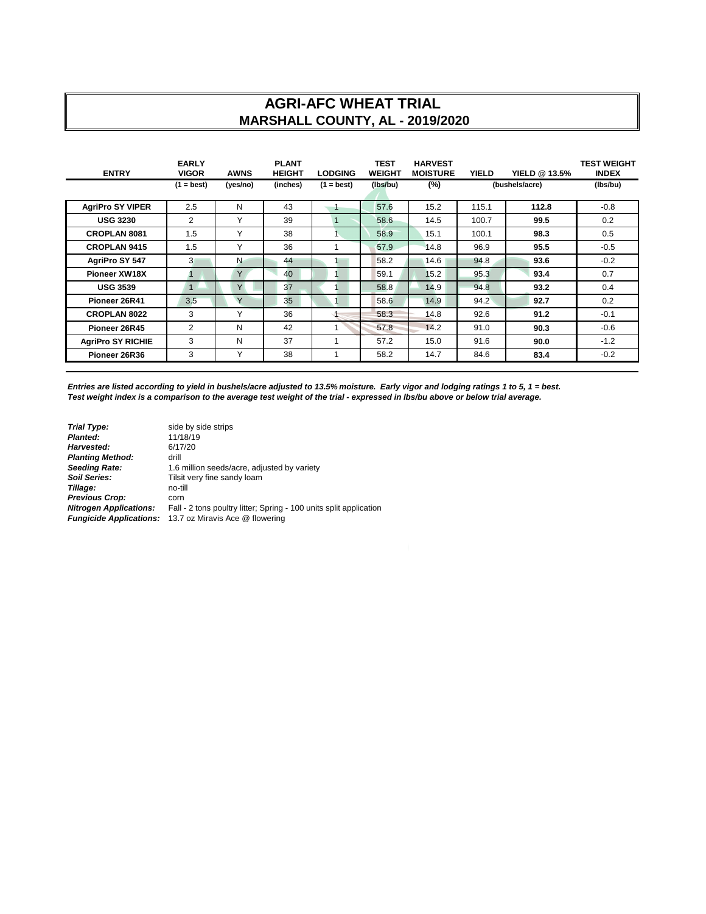# AGRI-AFC WHEAT TRIAL
## MARSHALL COUNTY, AL - 2019/2020

| ENTRY | EARLY VIGOR (1 = best) | AWNS (yes/no) | PLANT HEIGHT (inches) | LODGING (1 = best) | TEST WEIGHT (lbs/bu) | HARVEST MOISTURE (%) | YIELD (bushels/acre) | YIELD @ 13.5% (bushels/acre) | TEST WEIGHT INDEX (lbs/bu) |
|---|---|---|---|---|---|---|---|---|---|
| **AgriPro SY VIPER** | 2.5 | N | 43 | 1 | 57.6 | 15.2 | 115.1 | **112.8** | -0.8 |
| **USG 3230** | 2 | Y | 39 | 1 | 58.6 | 14.5 | 100.7 | **99.5** | 0.2 |
| **CROPLAN 8081** | 1.5 | Y | 38 | 1 | 58.9 | 15.1 | 100.1 | **98.3** | 0.5 |
| **CROPLAN 9415** | 1.5 | Y | 36 | 1 | 57.9 | 14.8 | 96.9 | **95.5** | -0.5 |
| **AgriPro SY 547** | 3 | N | 44 | 1 | 58.2 | 14.6 | 94.8 | **93.6** | -0.2 |
| **Pioneer XW18X** | 1 | Y | 40 | 1 | 59.1 | 15.2 | 95.3 | **93.4** | 0.7 |
| **USG 3539** | 1 | Y | 37 | 1 | 58.8 | 14.9 | 94.8 | **93.2** | 0.4 |
| **Pioneer 26R41** | 3.5 | Y | 35 | 1 | 58.6 | 14.9 | 94.2 | **92.7** | 0.2 |
| **CROPLAN 8022** | 3 | Y | 36 | 1 | 58.3 | 14.8 | 92.6 | **91.2** | -0.1 |
| **Pioneer 26R45** | 2 | N | 42 | 1 | 57.8 | 14.2 | 91.0 | **90.3** | -0.6 |
| **AgriPro SY RICHIE** | 3 | N | 37 | 1 | 57.2 | 15.0 | 91.6 | **90.0** | -1.2 |
| **Pioneer 26R36** | 3 | Y | 38 | 1 | 58.2 | 14.7 | 84.6 | **83.4** | -0.2 |

***Entries are listed according to yield in bushels/acre adjusted to 13.5% moisture. Early vigor and lodging ratings 1 to 5, 1 = best.***
***Test weight index is a comparison to the average test weight of the trial - expressed in lbs/bu above or below trial average.***

***Trial Type:*** side by side strips
***Planted:*** 11/18/19
***Harvested:*** 6/17/20
***Planting Method:*** drill
***Seeding Rate:*** 1.6 million seeds/acre, adjusted by variety
***Soil Series:*** Tilsit very fine sandy loam
***Tillage:*** no-till
***Previous Crop:*** corn
***Nitrogen Applications:*** Fall - 2 tons poultry litter; Spring - 100 units split application
***Fungicide Applications:*** 13.7 oz Miravis Ace @ flowering